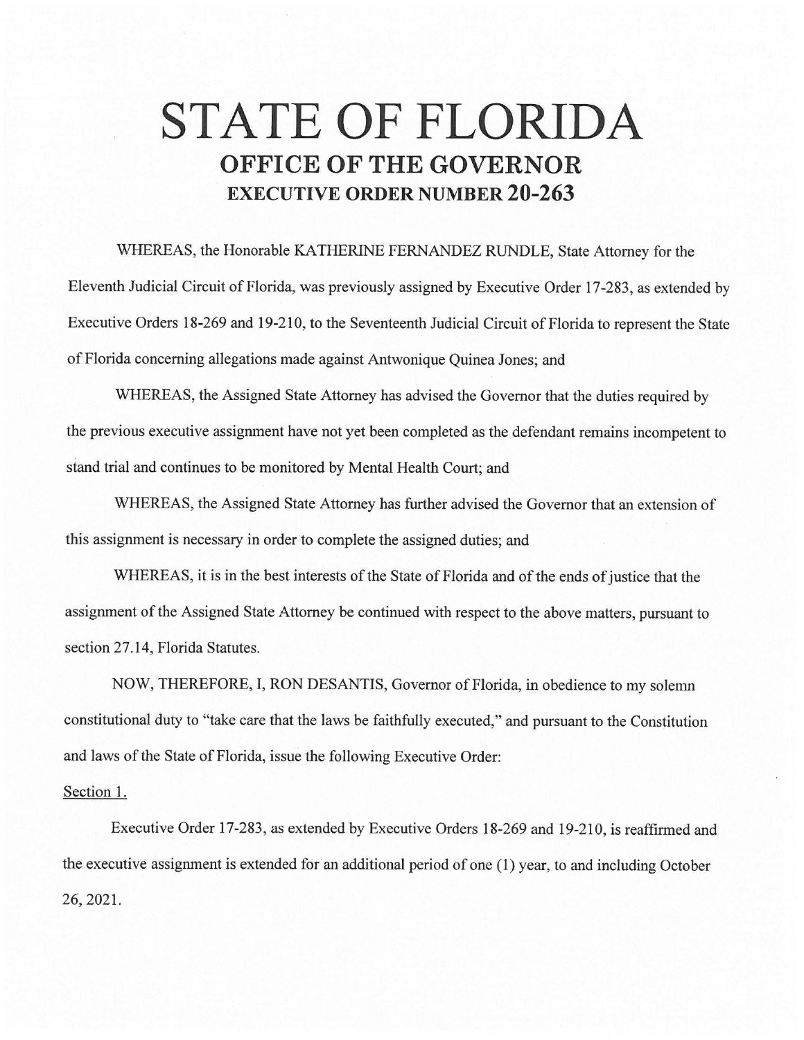# STATE OF FLORIDA

## OFFICE OF THE GOVERNOR

### EXECUTIVE ORDER NUMBER 20-263

WHEREAS, the Honorable KATHERINE FERNANDEZ RUNDLE, State Attorney for the Eleventh Judicial Circuit of Florida, was previously assigned by Executive Order 17-283, as extended by Executive Orders 18-269 and 19-210, to the Seventeenth Judicial Circuit of Florida to represent the State of Florida concerning allegations made against Antwonique Quinea Jones; and

WHEREAS, the Assigned State Attorney has advised the Governor that the duties required by the previous executive assignment have not yet been completed as the defendant remains incompetent to stand trial and continues to be monitored by Mental Health Court; and

WHEREAS, the Assigned State Attorney has further advised the Governor that an extension of this assignment is necessary in order to complete the assigned duties; and

WHEREAS, it is in the best interests of the State of Florida and of the ends of justice that the assignment of the Assigned State Attorney be continued with respect to the above matters, pursuant to section 27.14, Florida Statutes.

NOW, THEREFORE, I, RON DESANTIS, Governor of Florida, in obedience to my solemn constitutional duty to "take care that the laws be faithfully executed," and pursuant to the Constitution and laws of the State of Florida, issue the following Executive Order:

Section 1.

Executive Order 17-283, as extended by Executive Orders 18-269 and 19-210, is reaffirmed and the executive assignment is extended for an additional period of one (1) year, to and including October 26, 2021.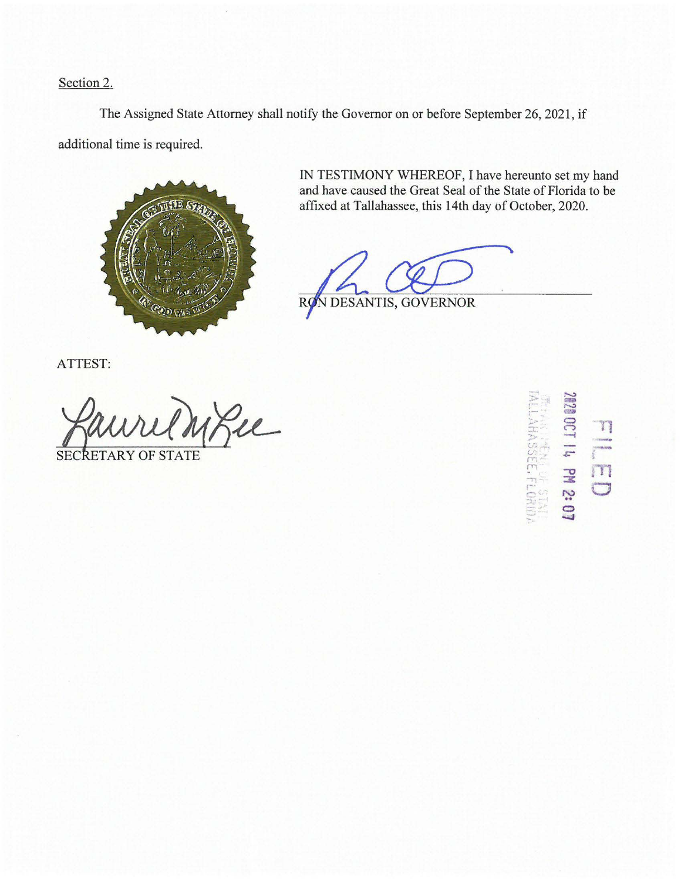Section 2.

The Assigned State Attorney shall notify the Governor on or before September 26, 2021, if additional time is required.

IN TESTIMONY WHEREOF, I have hereunto set my hand and have caused the Great Seal of the State of Florida to be affixed at Tallahassee, this 14th day of October, 2020.

RON DESANTIS, GOVERNOR

ATTEST:

SECRETARY OF STATE

FILED

2020 OCT 14 PM 2:07

DEPARTMENT OF STATE
TALLAHASSEE, FLORIDA